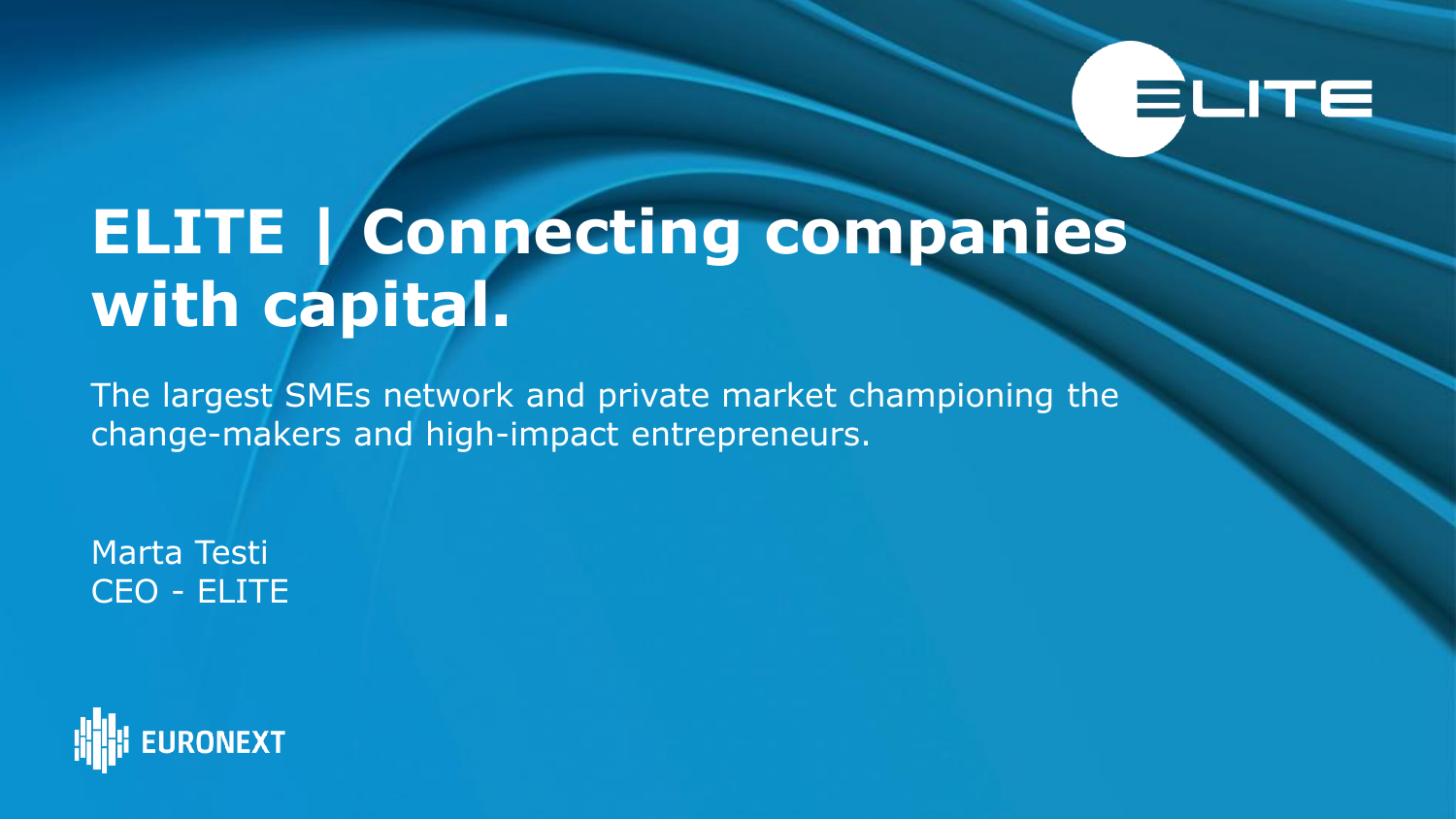# ELITE | Connecting companies with capital.

The largest SMEs network and private market championing the change-makers and high-impact entrepreneurs.

Marta Testi
CEO - ELITE

EURONEXT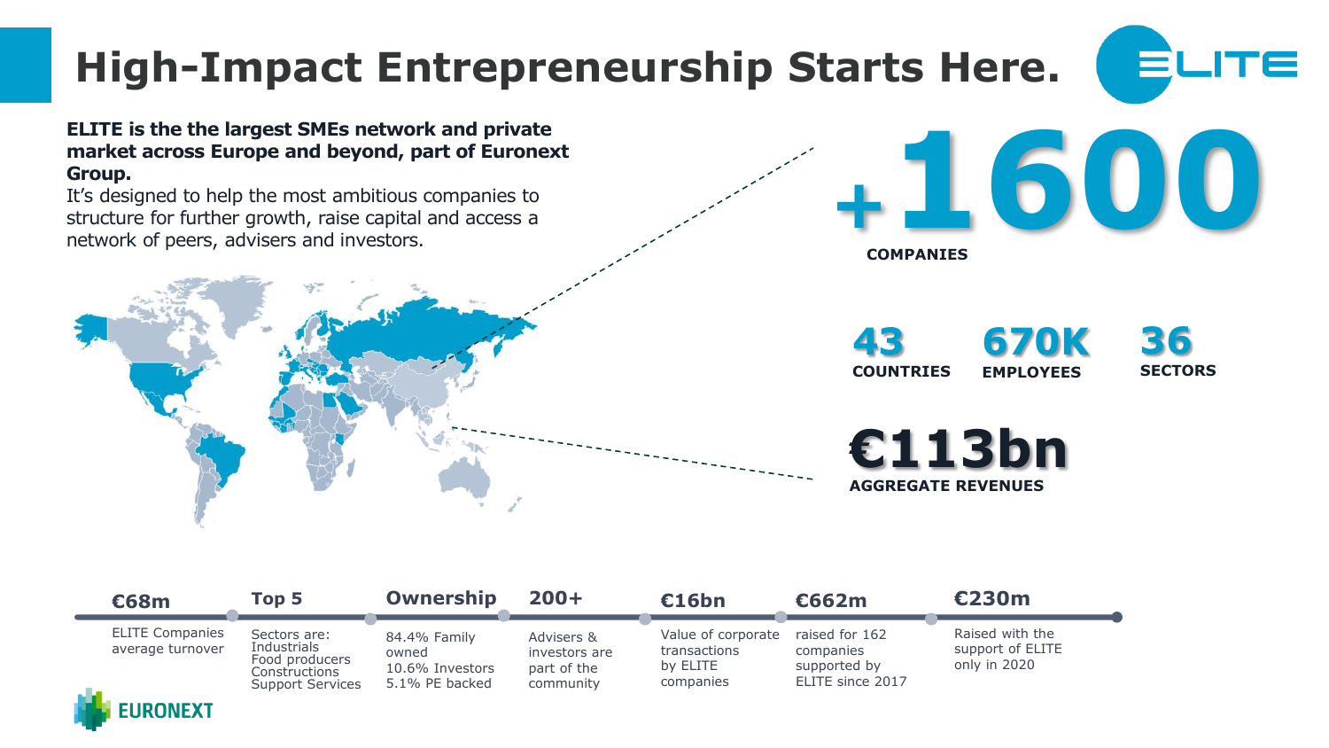# High-Impact Entrepreneurship Starts Here.

**ELITE is the the largest SMEs network and private market across Europe and beyond, part of Euronext Group.**

It's designed to help the most ambitious companies to structure for further growth, raise capital and access a network of peers, advisers and investors.

**+1600**
**COMPANIES**

**43** COUNTRIES

**670K** EMPLOYEES

**36** SECTORS

**€113bn**
**AGGREGATE REVENUES**

| €68m | Top 5 | Ownership | 200+ | €16bn | €662m | €230m |
|---|---|---|---|---|---|---|
| ELITE Companies average turnover | Sectors are: Industrials, Food producers, Constructions, Support Services | 84.4% Family owned, 10.6% Investors, 5.1% PE backed | Advisers & investors are part of the community | Value of corporate transactions by ELITE companies | raised for 162 companies supported by ELITE since 2017 | Raised with the support of ELITE only in 2020 |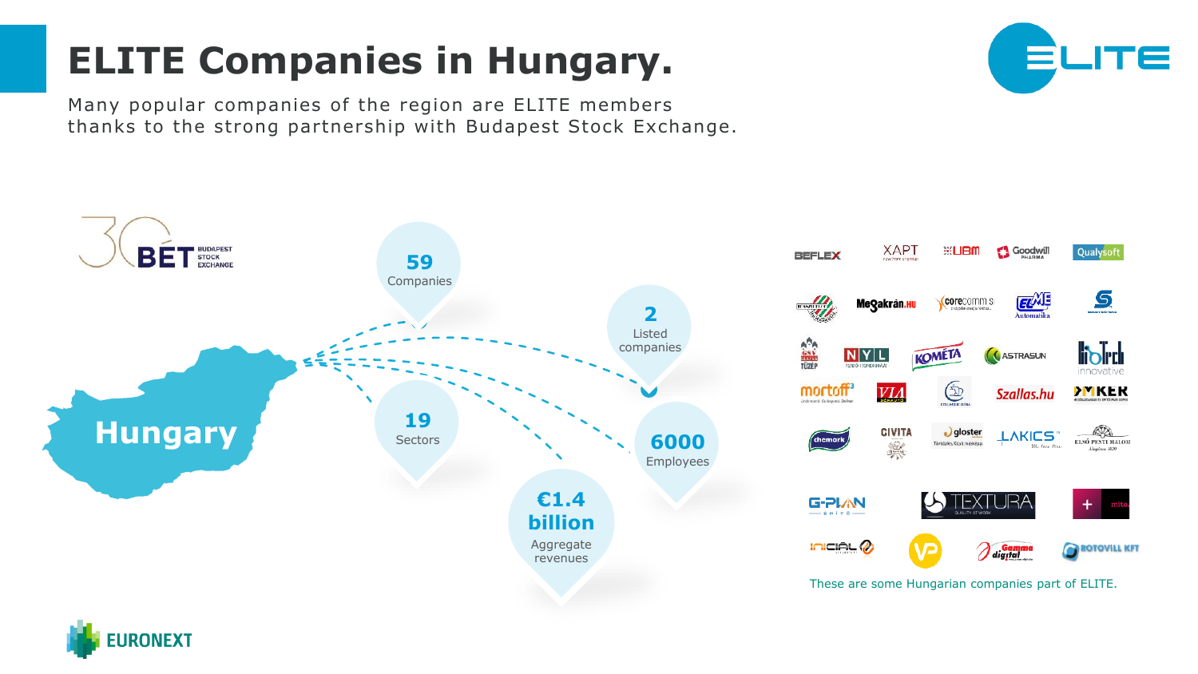# ELITE Companies in Hungary.

Many popular companies of the region are ELITE members thanks to the strong partnership with Budapest Stock Exchange.

**Hungary**

**59** Companies

**2** Listed companies

**19** Sectors

**6000** Employees

**€1.4 billion** Aggregate revenues

These are some Hungarian companies part of ELITE.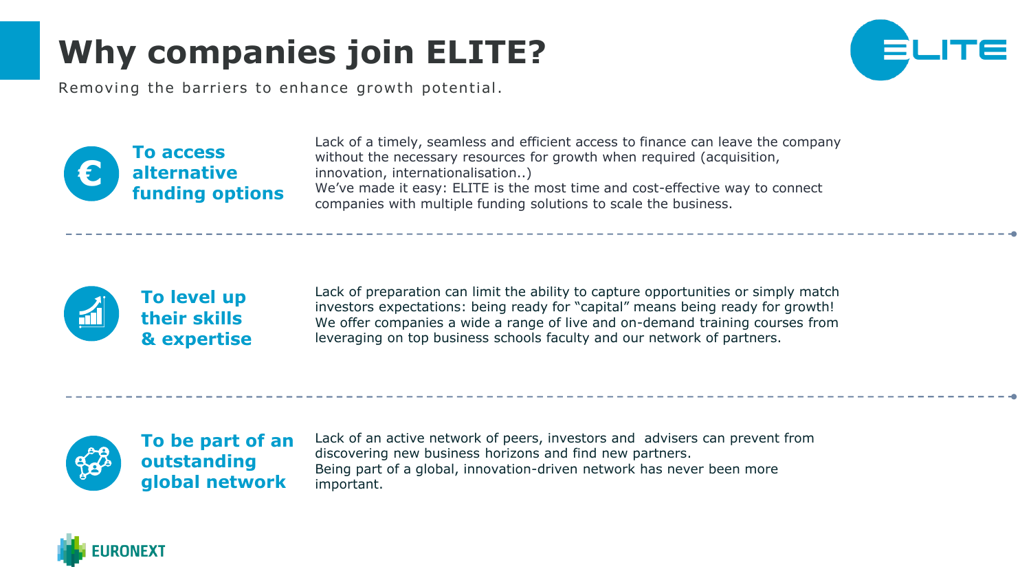# Why companies join ELITE?

Removing the barriers to enhance growth potential.

### To access alternative funding options

Lack of a timely, seamless and efficient access to finance can leave the company without the necessary resources for growth when required (acquisition, innovation, internationalisation..)
We've made it easy: ELITE is the most time and cost-effective way to connect companies with multiple funding solutions to scale the business.

---

### To level up their skills & expertise

Lack of preparation can limit the ability to capture opportunities or simply match investors expectations: being ready for "capital" means being ready for growth!
We offer companies a wide a range of live and on-demand training courses from leveraging on top business schools faculty and our network of partners.

---

### To be part of an outstanding global network

Lack of an active network of peers, investors and advisers can prevent from discovering new business horizons and find new partners.
Being part of a global, innovation-driven network has never been more important.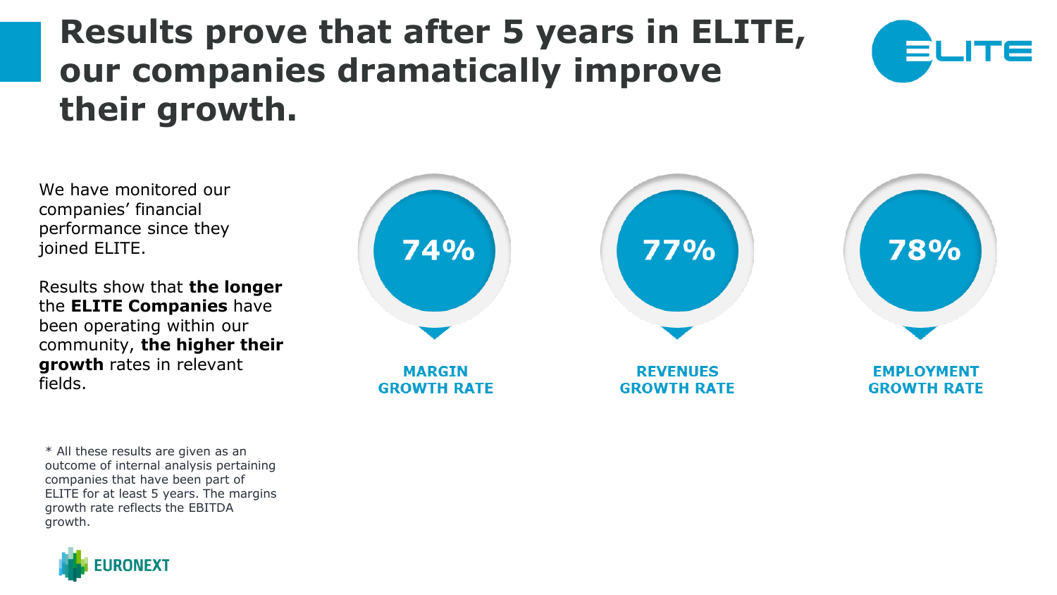# Results prove that after 5 years in ELITE, our companies dramatically improve their growth.

We have monitored our companies' financial performance since they joined ELITE.

Results show that **the longer** the **ELITE Companies** have been operating within our community, **the higher their growth** rates in relevant fields.

**74%**
**MARGIN GROWTH RATE**

**77%**
**REVENUES GROWTH RATE**

**78%**
**EMPLOYMENT GROWTH RATE**

* All these results are given as an outcome of internal analysis pertaining companies that have been part of ELITE for at least 5 years. The margins growth rate reflects the EBITDA growth.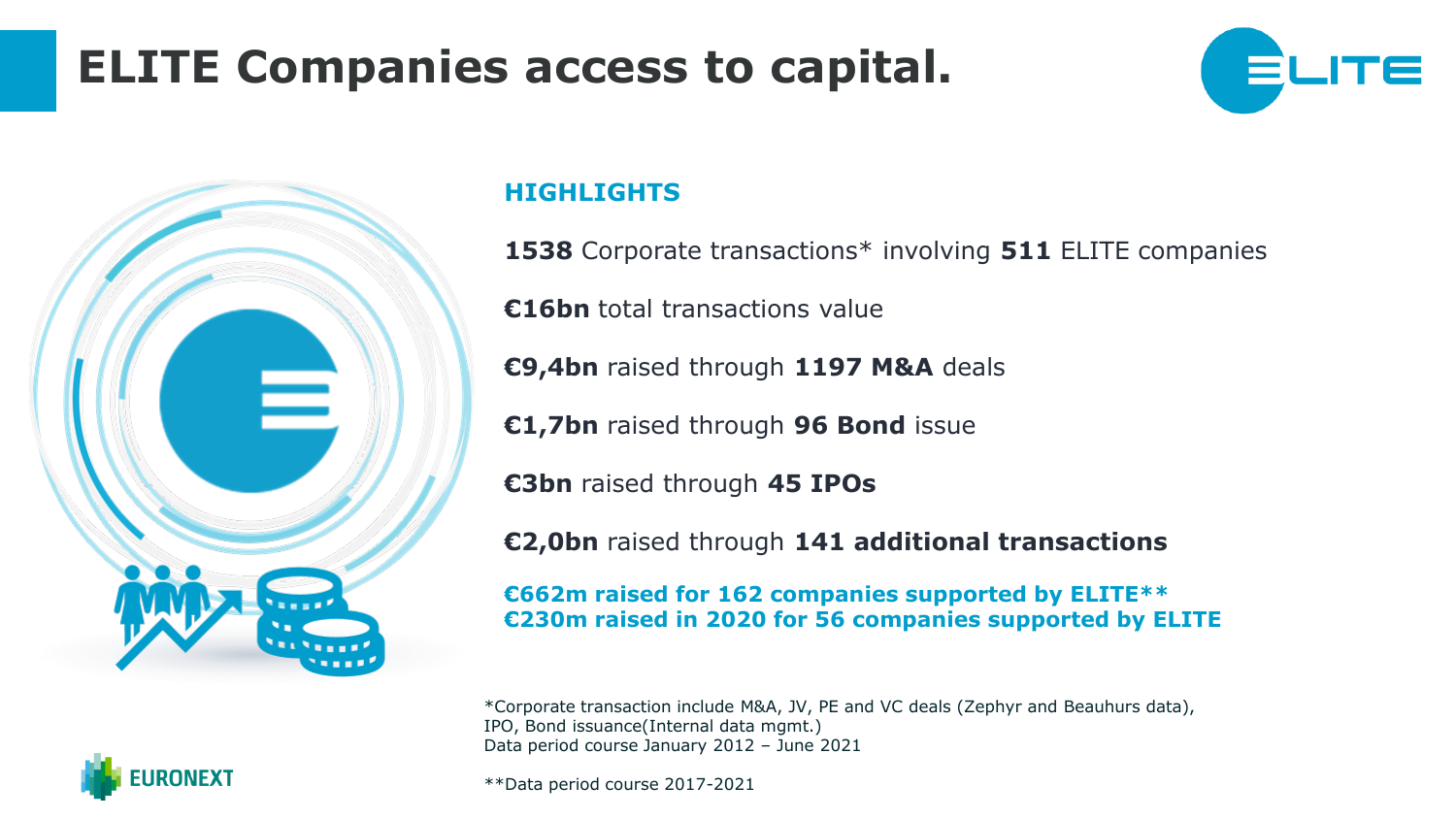# ELITE Companies access to capital.

## HIGHLIGHTS

**1538** Corporate transactions* involving **511** ELITE companies

**€16bn** total transactions value

**€9,4bn** raised through **1197 M&A** deals

**€1,7bn** raised through **96 Bond** issue

**€3bn** raised through **45 IPOs**

**€2,0bn** raised through **141 additional transactions**

**€662m raised for 162 companies supported by ELITE****
**€230m raised in 2020 for 56 companies supported by ELITE**

*Corporate transaction include M&A, JV, PE and VC deals (Zephyr and Beauhurs data), IPO, Bond issuance(Internal data mgmt.)
Data period course January 2012 – June 2021

**Data period course 2017-2021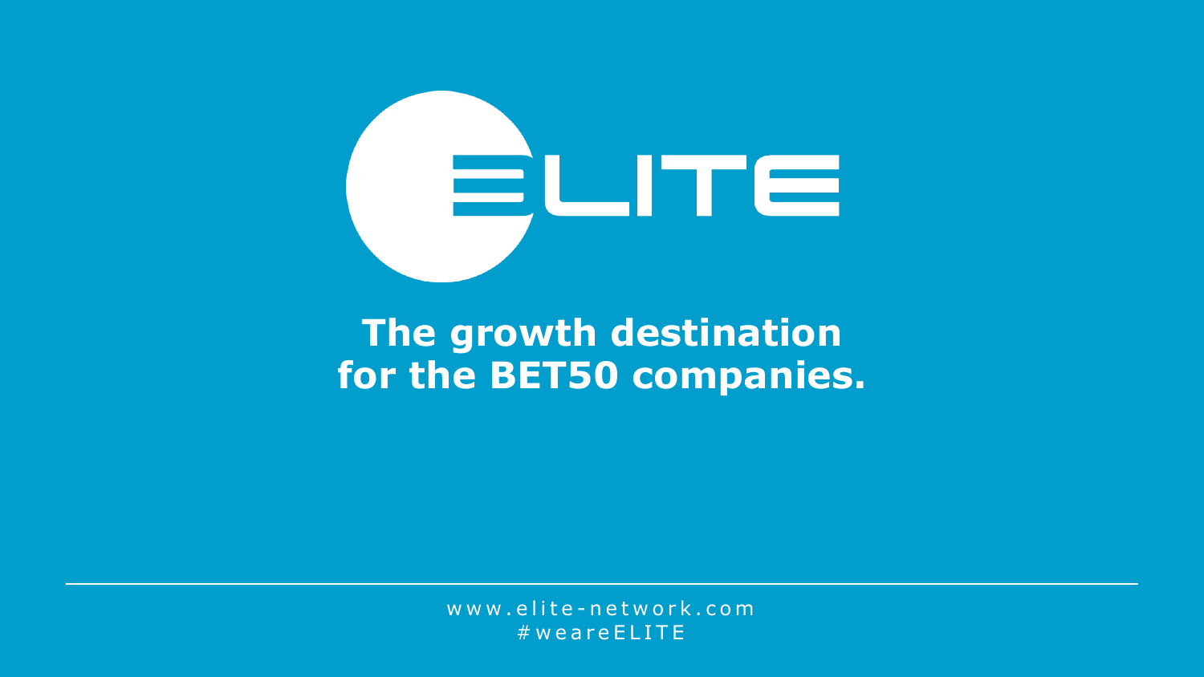ELITE

**The growth destination for the BET50 companies.**

www.elite-network.com
#weareELITE